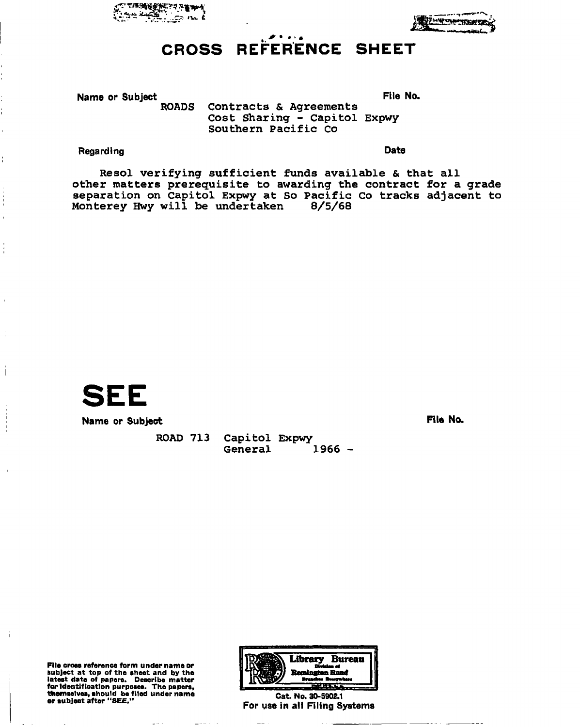# CROSS REFERENCE SHEET

**Name or Subject** **File No.**

ROADS Contracts & Agreements
Cost Sharing - Capitol Expwy
Southern Pacific Co

**Regarding** **Date**

Resol verifying sufficient funds available & that all other matters prerequisite to awarding the contract for a grade separation on Capitol Expwy at So Pacific Co tracks adjacent to Monterey Hwy will be undertaken 8/5/68

# SEE

**Name or Subject** **File No.**

ROAD 713 Capitol Expwy
General 1966 -

File cross reference form under name or subject at top of the sheet and by the latest date of papers. Describe matter for identification purposes. The papers, themselves, should be filed under name or subject after "SEE."

Library Bureau
Division of
Remington Rand

Cat. No. 30-5902.1
For use in all Filing Systems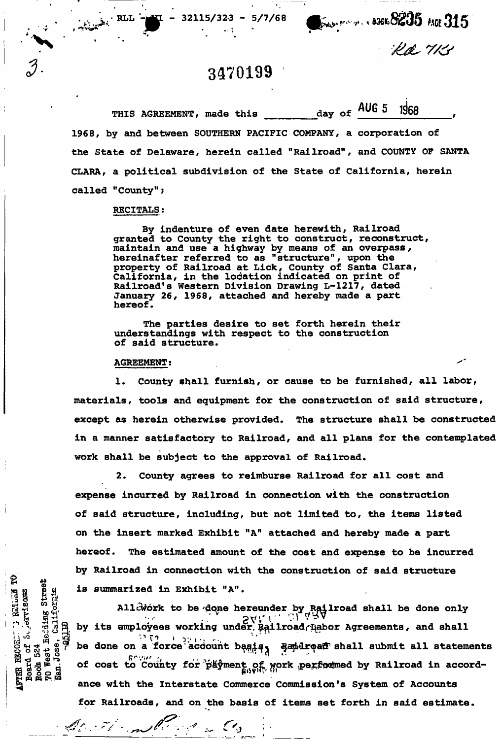RLL - I - 32115/323 - 5/7/68 BOOK 8235 PAGE 315

3470199

THIS AGREEMENT, made this ________ day of AUG 5 1968, 1968, by and between SOUTHERN PACIFIC COMPANY, a corporation of the State of Delaware, herein called "Railroad", and COUNTY OF SANTA CLARA, a political subdivision of the State of California, herein called "County";

RECITALS:

By indenture of even date herewith, Railroad granted to County the right to construct, reconstruct, maintain and use a highway by means of an overpass, hereinafter referred to as "structure", upon the property of Railroad at Lick, County of Santa Clara, California, in the location indicated on print of Railroad's Western Division Drawing L-1217, dated January 26, 1968, attached and hereby made a part hereof.

The parties desire to set forth herein their understandings with respect to the construction of said structure.

AGREEMENT:

1. County shall furnish, or cause to be furnished, all labor, materials, tools and equipment for the construction of said structure, except as herein otherwise provided. The structure shall be constructed in a manner satisfactory to Railroad, and all plans for the contemplated work shall be subject to the approval of Railroad.

2. County agrees to reimburse Railroad for all cost and expense incurred by Railroad in connection with the construction of said structure, including, but not limited to, the items listed on the insert marked Exhibit "A" attached and hereby made a part hereof. The estimated amount of the cost and expense to be incurred by Railroad in connection with the construction of said structure is summarized in Exhibit "A".

All work to be done hereunder by Railroad shall be done only by its employees working under Railroad Labor Agreements, and shall be done on a force account basis. Railroad shall submit all statements of cost to County for payment of work performed by Railroad in accordance with the Interstate Commerce Commission's System of Accounts for Railroads, and on the basis of items set forth in said estimate.

AFTER RECORDING RETURN TO: Board of Supervisors, Room 524, 70 West Hedding Street, San Jose, California 95110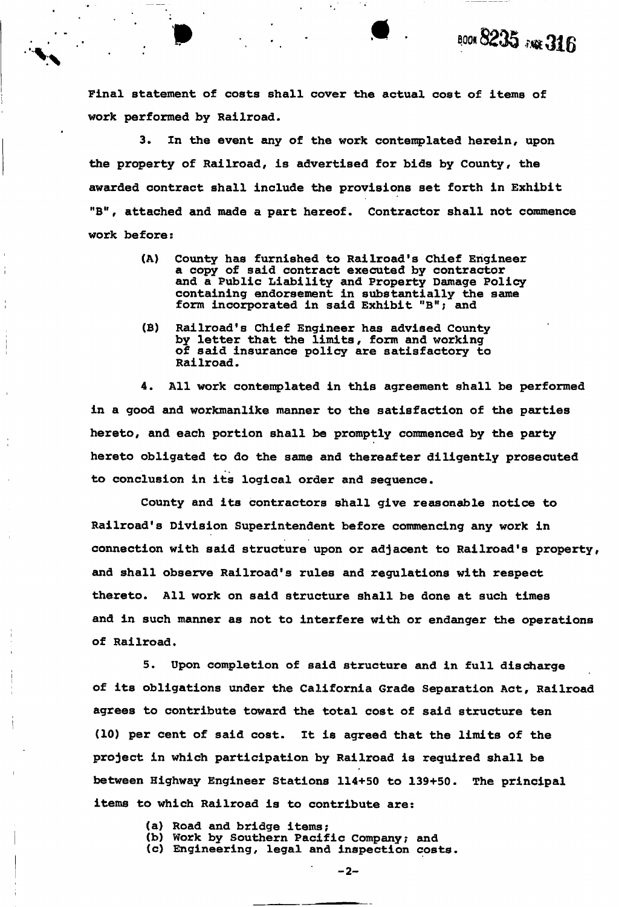Final statement of costs shall cover the actual cost of items of work performed by Railroad.

3. In the event any of the work contemplated herein, upon the property of Railroad, is advertised for bids by County, the awarded contract shall include the provisions set forth in Exhibit "B", attached and made a part hereof. Contractor shall not commence work before:

(A) County has furnished to Railroad's Chief Engineer a copy of said contract executed by contractor and a Public Liability and Property Damage Policy containing endorsement in substantially the same form incorporated in said Exhibit "B"; and

(B) Railroad's Chief Engineer has advised County by letter that the limits, form and working of said insurance policy are satisfactory to Railroad.

4. All work contemplated in this agreement shall be performed in a good and workmanlike manner to the satisfaction of the parties hereto, and each portion shall be promptly commenced by the party hereto obligated to do the same and thereafter diligently prosecuted to conclusion in its logical order and sequence.

County and its contractors shall give reasonable notice to Railroad's Division Superintendent before commencing any work in connection with said structure upon or adjacent to Railroad's property, and shall observe Railroad's rules and regulations with respect thereto. All work on said structure shall be done at such times and in such manner as not to interfere with or endanger the operations of Railroad.

5. Upon completion of said structure and in full discharge of its obligations under the California Grade Separation Act, Railroad agrees to contribute toward the total cost of said structure ten (10) per cent of said cost. It is agreed that the limits of the project in which participation by Railroad is required shall be between Highway Engineer Stations 114+50 to 139+50. The principal items to which Railroad is to contribute are:

(a) Road and bridge items;
(b) Work by Southern Pacific Company; and
(c) Engineering, legal and inspection costs.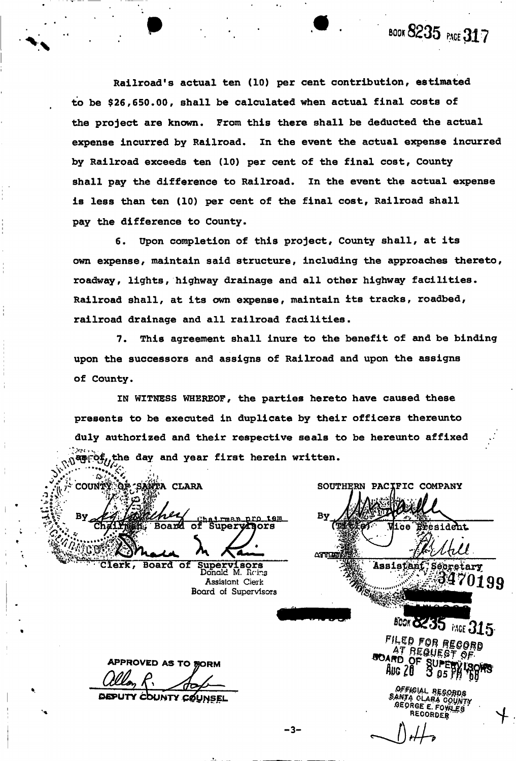BOOK 8235 PAGE 317

Railroad's actual ten (10) per cent contribution, estimated to be $26,650.00, shall be calculated when actual final costs of the project are known. From this there shall be deducted the actual expense incurred by Railroad. In the event the actual expense incurred by Railroad exceeds ten (10) per cent of the final cost, County shall pay the difference to Railroad. In the event the actual expense is less than ten (10) per cent of the final cost, Railroad shall pay the difference to County.

6. Upon completion of this project, County shall, at its own expense, maintain said structure, including the approaches thereto, roadway, lights, highway drainage and all other highway facilities. Railroad shall, at its own expense, maintain its tracks, roadbed, railroad drainage and all railroad facilities.

7. This agreement shall inure to the benefit of and be binding upon the successors and assigns of Railroad and upon the assigns of County.

IN WITNESS WHEREOF, the parties hereto have caused these presents to be executed in duplicate by their officers thereunto duly authorized and their respective seals to be hereunto affixed as of the day and year first herein written.

COUNTY OF SANTA CLARA

By _________________ Chairman pro tem
Chairman, Board of Supervisors

_________________
Clerk, Board of Supervisors
Donald M. Rains
Assistant Clerk
Board of Supervisors

SOUTHERN PACIFIC COMPANY

By _________________
(Title) Vice President

ATTEST: _________________
Assistant Secretary

APPROVED AS TO FORM

_________________
DEPUTY COUNTY COUNSEL

3470199

BOOK 8235 PAGE 315

FILED FOR RECORD AT REQUEST OF BOARD OF SUPERVISORS
AUG 20 3 05 PM '68

OFFICIAL RECORDS
SANTA CLARA COUNTY
GEORGE E. FOWLES
RECORDER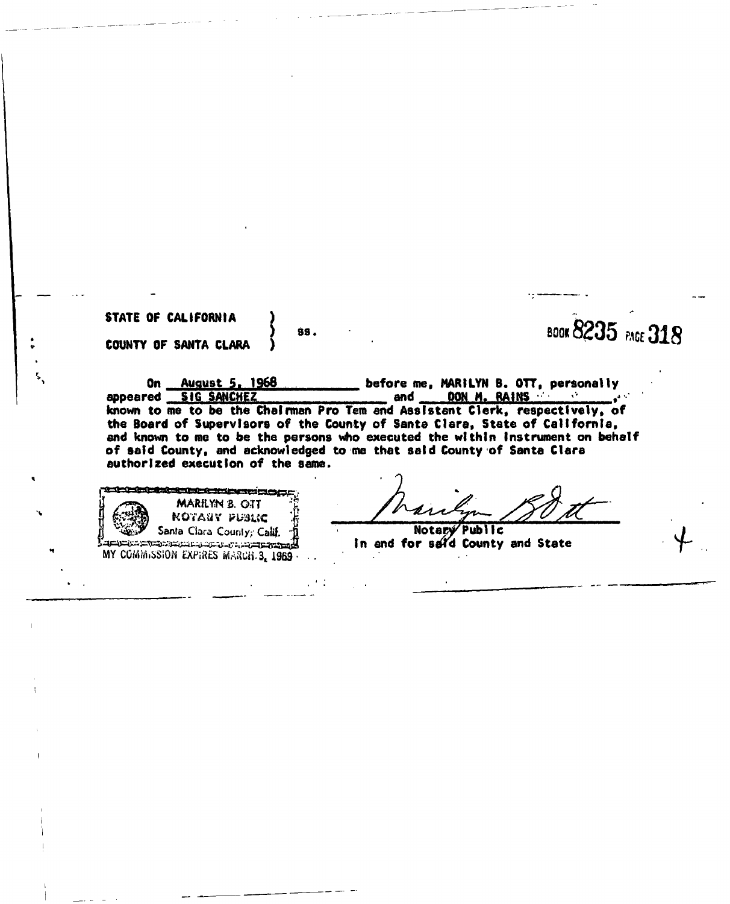STATE OF CALIFORNIA )
) ss.
COUNTY OF SANTA CLARA )

BOOK 8235 PAGE 318

On August 5, 1968 before me, MARILYN B. OTT, personally appeared SIG SANCHEZ and DON M. RAINS, known to me to be the Chairman Pro Tem and Assistant Clerk, respectively, of the Board of Supervisors of the County of Santa Clara, State of California, and known to me to be the persons who executed the within instrument on behalf of said County, and acknowledged to me that said County of Santa Clara authorized execution of the same.

MARILYN B. OTT
NOTARY PUBLIC
Santa Clara County, Calif.
MY COMMISSION EXPIRES MARCH 3, 1969

Marilyn B Ott

Notary Public
In and for said County and State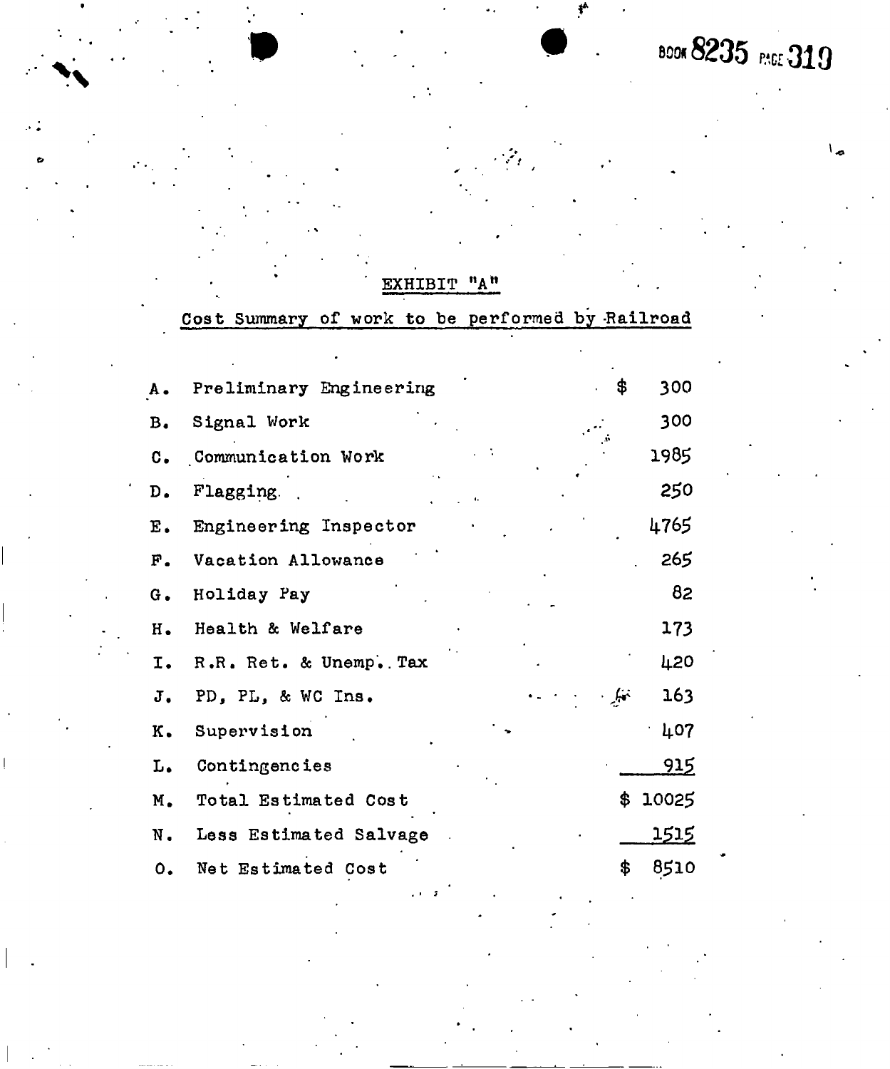BOOK 8235 PAGE 319

EXHIBIT "A"

Cost Summary of work to be performed by Railroad

| | | |
|---|---|---|
| A. | Preliminary Engineering | $ 300 |
| B. | Signal Work | 300 |
| C. | Communication Work | 1985 |
| D. | Flagging | 250 |
| E. | Engineering Inspector | 4765 |
| F. | Vacation Allowance | 265 |
| G. | Holiday Pay | 82 |
| H. | Health & Welfare | 173 |
| I. | R.R. Ret. & Unemp. Tax | 420 |
| J. | PD, PL, & WC Ins. | 163 |
| K. | Supervision | 407 |
| L. | Contingencies | 915 |
| M. | Total Estimated Cost | $ 10025 |
| N. | Less Estimated Salvage | 1515 |
| O. | Net Estimated Cost | $ 8510 |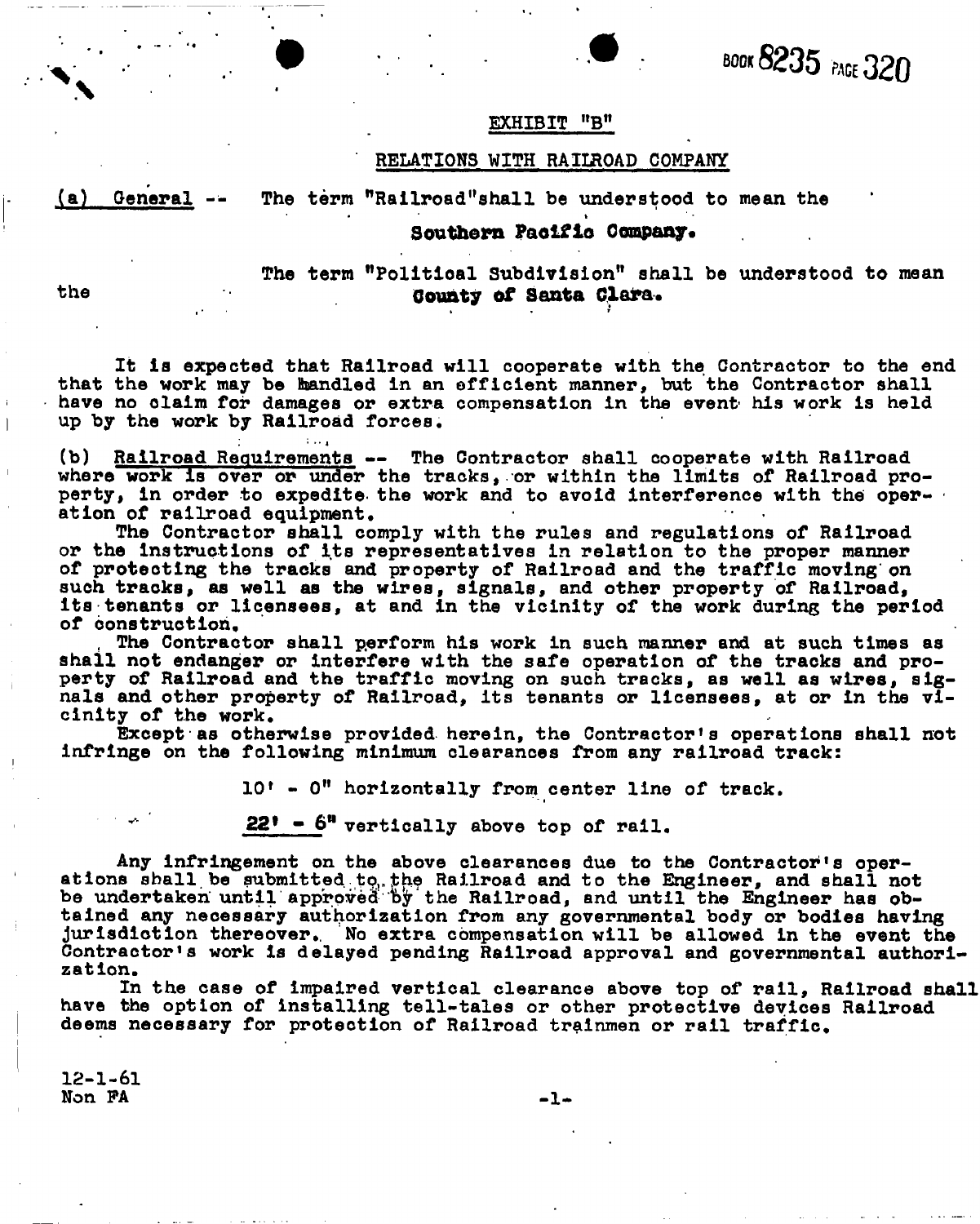BOOK 8235 PAGE 320

## EXHIBIT "B"

## RELATIONS WITH RAILROAD COMPANY

(a) General -- The term "Railroad"shall be understood to mean the

**Southern Pacific Company.**

The term "Political Subdivision" shall be understood to mean the **County of Santa Clara.**

It is expected that Railroad will cooperate with the Contractor to the end that the work may be handled in an efficient manner, but the Contractor shall have no claim for damages or extra compensation in the event his work is held up by the work by Railroad forces.

(b) Railroad Requirements -- The Contractor shall cooperate with Railroad where work is over or under the tracks, or within the limits of Railroad property, in order to expedite the work and to avoid interference with the operation of railroad equipment.

The Contractor shall comply with the rules and regulations of Railroad or the instructions of its representatives in relation to the proper manner of protecting the tracks and property of Railroad and the traffic moving on such tracks, as well as the wires, signals, and other property of Railroad, its tenants or licensees, at and in the vicinity of the work during the period of construction.

The Contractor shall perform his work in such manner and at such times as shall not endanger or interfere with the safe operation of the tracks and property of Railroad and the traffic moving on such tracks, as well as wires, signals and other property of Railroad, its tenants or licensees, at or in the vicinity of the work.

Except as otherwise provided herein, the Contractor's operations shall not infringe on the following minimum clearances from any railroad track:

10' - 0" horizontally from center line of track.

22' - 6" vertically above top of rail.

Any infringement on the above clearances due to the Contractor's operations shall be submitted to the Railroad and to the Engineer, and shall not be undertaken until approved by the Railroad, and until the Engineer has obtained any necessary authorization from any governmental body or bodies having jurisdiction thereover. No extra compensation will be allowed in the event the Contractor's work is delayed pending Railroad approval and governmental authorization.

In the case of impaired vertical clearance above top of rail, Railroad shall have the option of installing tell-tales or other protective devices Railroad deems necessary for protection of Railroad trainmen or rail traffic.

12-1-61
Non FA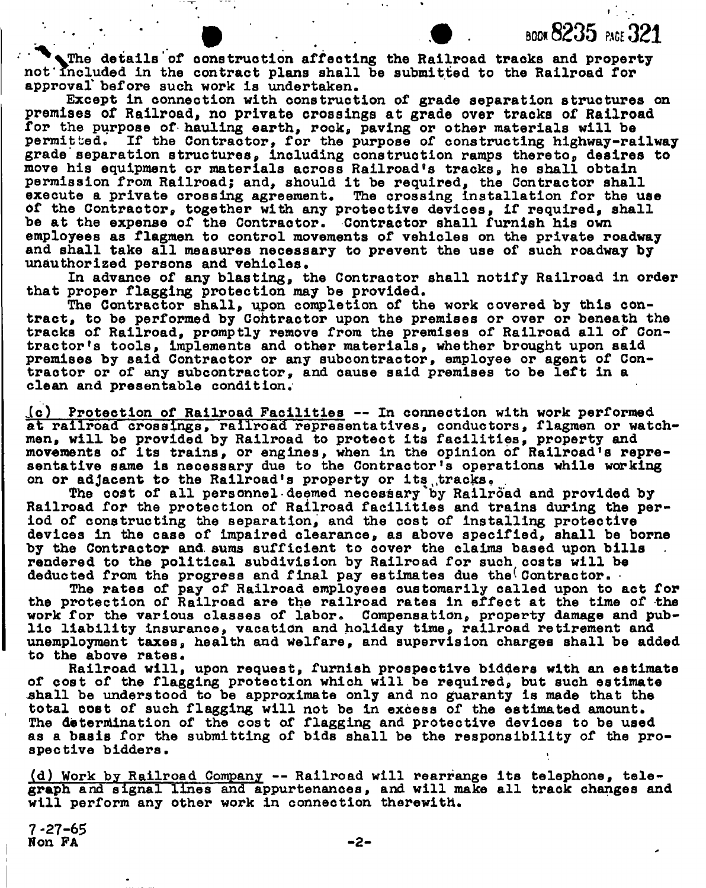The details of construction affecting the Railroad tracks and property not included in the contract plans shall be submitted to the Railroad for approval before such work is undertaken.

Except in connection with construction of grade separation structures on premises of Railroad, no private crossings at grade over tracks of Railroad for the purpose of hauling earth, rock, paving or other materials will be permitted. If the Contractor, for the purpose of constructing highway-railway grade separation structures, including construction ramps thereto, desires to move his equipment or materials across Railroad's tracks, he shall obtain permission from Railroad; and, should it be required, the Contractor shall execute a private crossing agreement. The crossing installation for the use of the Contractor, together with any protective devices, if required, shall be at the expense of the Contractor. Contractor shall furnish his own employees as flagmen to control movements of vehicles on the private roadway and shall take all measures necessary to prevent the use of such roadway by unauthorized persons and vehicles.

In advance of any blasting, the Contractor shall notify Railroad in order that proper flagging protection may be provided.

The Contractor shall, upon completion of the work covered by this contract, to be performed by Contractor upon the premises or over or beneath the tracks of Railroad, promptly remove from the premises of Railroad all of Contractor's tools, implements and other materials, whether brought upon said premises by said Contractor or any subcontractor, employee or agent of Contractor or of any subcontractor, and cause said premises to be left in a clean and presentable condition.

(c) <u>Protection of Railroad Facilities</u> -- In connection with work performed at railroad crossings, railroad representatives, conductors, flagmen or watchmen, will be provided by Railroad to protect its facilities, property and movements of its trains, or engines, when in the opinion of Railroad's representative same is necessary due to the Contractor's operations while working on or adjacent to the Railroad's property or its tracks.

The cost of all personnel deemed necessary by Railroad and provided by Railroad for the protection of Railroad facilities and trains during the period of constructing the separation, and the cost of installing protective devices in the case of impaired clearance, as above specified, shall be borne by the Contractor and sums sufficient to cover the claims based upon bills rendered to the political subdivision by Railroad for such costs will be deducted from the progress and final pay estimates due the Contractor.

The rates of pay of Railroad employees customarily called upon to act for the protection of Railroad are the railroad rates in effect at the time of the work for the various classes of labor. Compensation, property damage and public liability insurance, vacation and holiday time, railroad retirement and unemployment taxes, health and welfare, and supervision charges shall be added to the above rates.

Railroad will, upon request, furnish prospective bidders with an estimate of cost of the flagging protection which will be required, but such estimate shall be understood to be approximate only and no guaranty is made that the total cost of such flagging will not be in excess of the estimated amount. The determination of the cost of flagging and protective devices to be used as a basis for the submitting of bids shall be the responsibility of the prospective bidders.

(d) <u>Work by Railroad Company</u> -- Railroad will rearrange its telephone, telegraph and signal lines and appurtenances, and will make all track changes and will perform any other work in connection therewith.

7-27-65
Non FA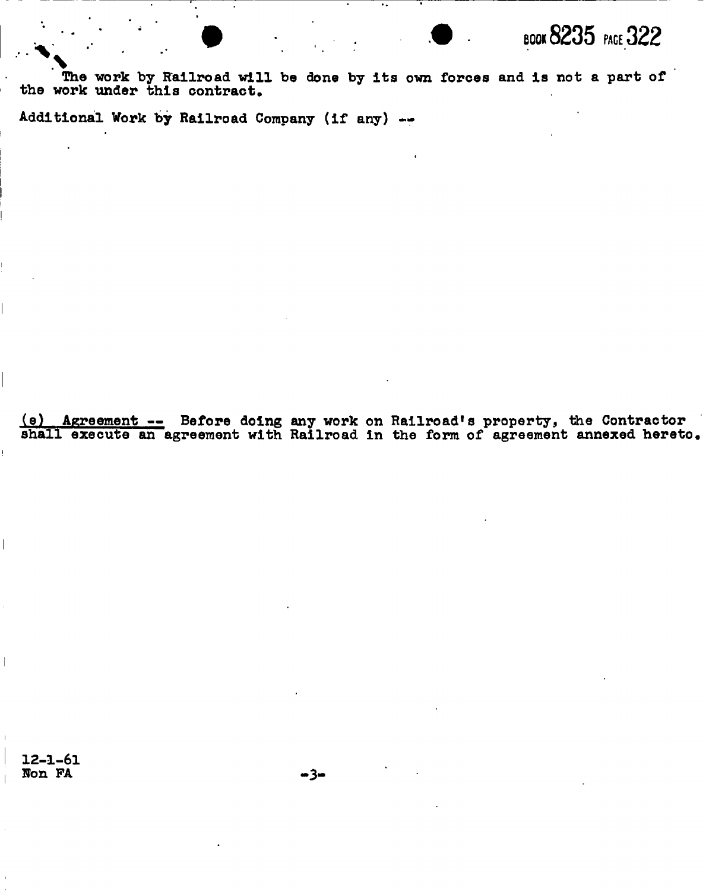The work by Railroad will be done by its own forces and is not a part of the work under this contract.

Additional Work by Railroad Company (if any) --

(e) Agreement -- Before doing any work on Railroad's property, the Contractor shall execute an agreement with Railroad in the form of agreement annexed hereto.

12-1-61
Non FA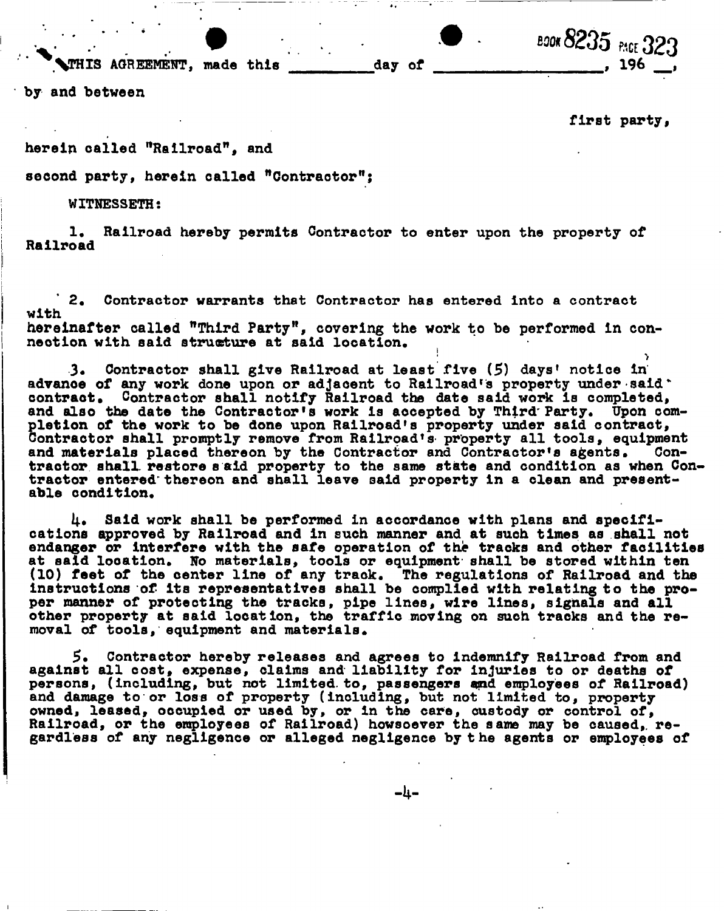BOOK 8235 PAGE 323

THIS AGREEMENT, made this \_\_\_\_\_\_\_\_ day of \_\_\_\_\_\_\_\_\_\_\_\_\_\_\_\_, 196 \_\_,

by and between

first party,

herein called "Railroad", and

second party, herein called "Contractor";

WITNESSETH:

1. Railroad hereby permits Contractor to enter upon the property of Railroad

2. Contractor warrants that Contractor has entered into a contract with
hereinafter called "Third Party", covering the work to be performed in connection with said structure at said location.

3. Contractor shall give Railroad at least five (5) days' notice in advance of any work done upon or adjacent to Railroad's property under said contract. Contractor shall notify Railroad the date said work is completed, and also the date the Contractor's work is accepted by Third Party. Upon completion of the work to be done upon Railroad's property under said contract, Contractor shall promptly remove from Railroad's property all tools, equipment and materials placed thereon by the Contractor and Contractor's agents. Contractor shall restore said property to the same state and condition as when Contractor entered thereon and shall leave said property in a clean and presentable condition.

4. Said work shall be performed in accordance with plans and specifications approved by Railroad and in such manner and at such times as shall not endanger or interfere with the safe operation of the tracks and other facilities at said location. No materials, tools or equipment shall be stored within ten (10) feet of the center line of any track. The regulations of Railroad and the instructions of its representatives shall be complied with relating to the proper manner of protecting the tracks, pipe lines, wire lines, signals and all other property at said location, the traffic moving on such tracks and the removal of tools, equipment and materials.

5. Contractor hereby releases and agrees to indemnify Railroad from and against all cost, expense, claims and liability for injuries to or deaths of persons, (including, but not limited to, passengers and employees of Railroad) and damage to or loss of property (including, but not limited to, property owned, leased, occupied or used by, or in the care, custody or control of, Railroad, or the employees of Railroad) howsoever the same may be caused, regardless of any negligence or alleged negligence by the agents or employees of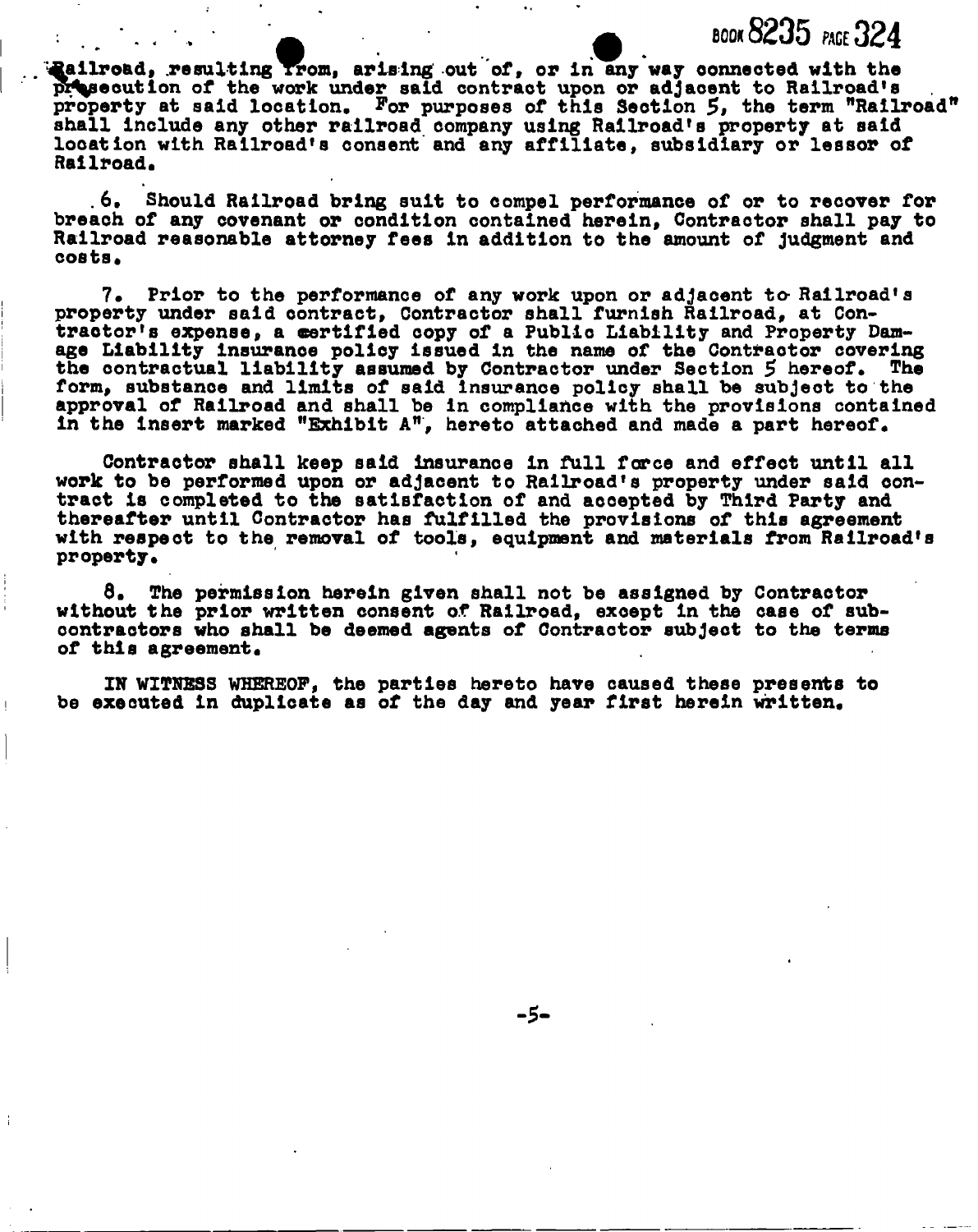Railroad, resulting from, arising out of, or in any way connected with the prosecution of the work under said contract upon or adjacent to Railroad's property at said location. For purposes of this Section 5, the term "Railroad" shall include any other railroad company using Railroad's property at said location with Railroad's consent and any affiliate, subsidiary or lessor of Railroad.

6. Should Railroad bring suit to compel performance of or to recover for breach of any covenant or condition contained herein, Contractor shall pay to Railroad reasonable attorney fees in addition to the amount of judgment and costs.

7. Prior to the performance of any work upon or adjacent to Railroad's property under said contract, Contractor shall furnish Railroad, at Contractor's expense, a certified copy of a Public Liability and Property Damage Liability insurance policy issued in the name of the Contractor covering the contractual liability assumed by Contractor under Section 5 hereof. The form, substance and limits of said insurance policy shall be subject to the approval of Railroad and shall be in compliance with the provisions contained in the insert marked "Exhibit A", hereto attached and made a part hereof.

Contractor shall keep said insurance in full force and effect until all work to be performed upon or adjacent to Railroad's property under said contract is completed to the satisfaction of and accepted by Third Party and thereafter until Contractor has fulfilled the provisions of this agreement with respect to the removal of tools, equipment and materials from Railroad's property.

8. The permission herein given shall not be assigned by Contractor without the prior written consent of Railroad, except in the case of subcontractors who shall be deemed agents of Contractor subject to the terms of this agreement.

IN WITNESS WHEREOF, the parties hereto have caused these presents to be executed in duplicate as of the day and year first herein written.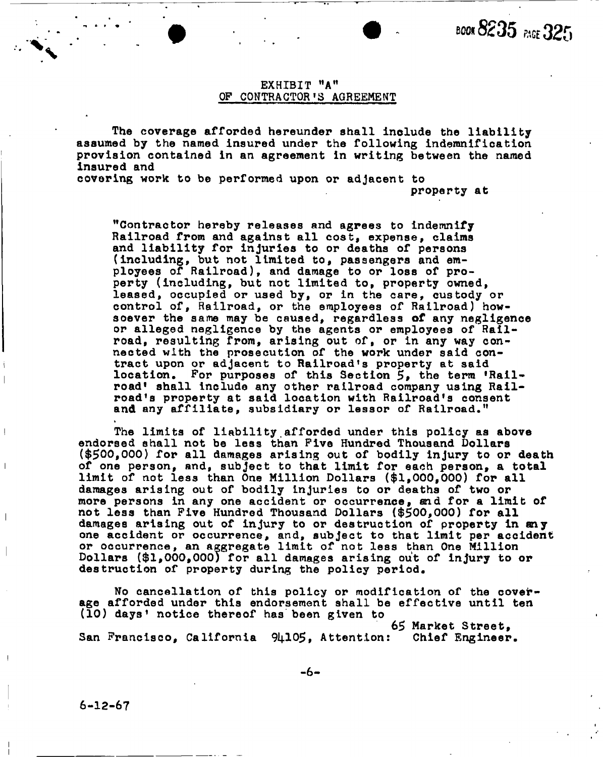BOOK 8235 PAGE 325

## EXHIBIT "A"
## OF CONTRACTOR'S AGREEMENT

The coverage afforded hereunder shall include the liability assumed by the named insured under the following indemnification provision contained in an agreement in writing between the named insured and
covering work to be performed upon or adjacent to
property at

> "Contractor hereby releases and agrees to indemnify Railroad from and against all cost, expense, claims and liability for injuries to or deaths of persons (including, but not limited to, passengers and employees of Railroad), and damage to or loss of property (including, but not limited to, property owned, leased, occupied or used by, or in the care, custody or control of, Railroad, or the employees of Railroad) howsoever the same may be caused, regardless of any negligence or alleged negligence by the agents or employees of Railroad, resulting from, arising out of, or in any way connected with the prosecution of the work under said contract upon or adjacent to Railroad's property at said location. For purposes of this Section 5, the term 'Railroad' shall include any other railroad company using Railroad's property at said location with Railroad's consent and any affiliate, subsidiary or lessor of Railroad."

The limits of liability afforded under this policy as above endorsed shall not be less than Five Hundred Thousand Dollars ($500,000) for all damages arising out of bodily injury to or death of one person, and, subject to that limit for each person, a total limit of not less than One Million Dollars ($1,000,000) for all damages arising out of bodily injuries to or deaths of two or more persons in any one accident or occurrence, and for a limit of not less than Five Hundred Thousand Dollars ($500,000) for all damages arising out of injury to or destruction of property in any one accident or occurrence, and, subject to that limit per accident or occurrence, an aggregate limit of not less than One Million Dollars ($1,000,000) for all damages arising out of injury to or destruction of property during the policy period.

No cancellation of this policy or modification of the coverage afforded under this endorsement shall be effective until ten (10) days' notice thereof has been given to
65 Market Street,
San Francisco, California 94105, Attention: Chief Engineer.

6-12-67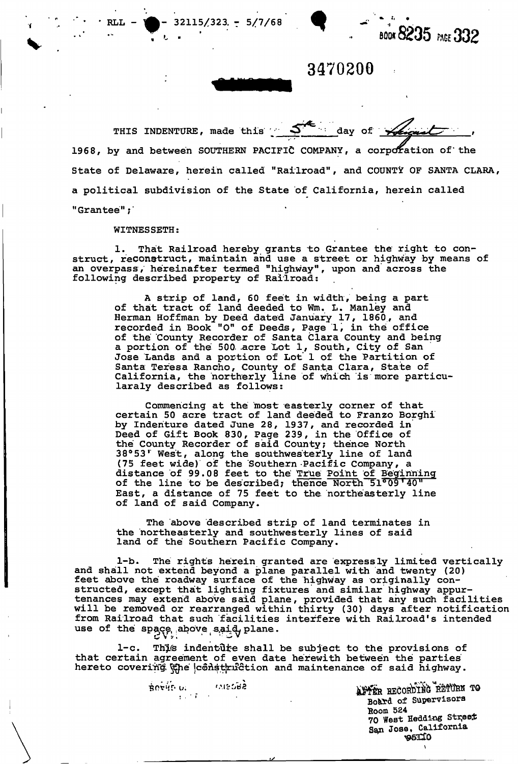RLL - 32115/323 - 5/7/68

BOOK 8235 PAGE 332

3470200

THIS INDENTURE, made this 5th day of August, 1968, by and between SOUTHERN PACIFIC COMPANY, a corporation of the State of Delaware, herein called "Railroad", and COUNTY OF SANTA CLARA, a political subdivision of the State of California, herein called "Grantee";

WITNESSETH:

1. That Railroad hereby grants to Grantee the right to construct, reconstruct, maintain and use a street or highway by means of an overpass, hereinafter termed "highway", upon and across the following described property of Railroad:

A strip of land, 60 feet in width, being a part of that tract of land deeded to Wm. L. Manley and Herman Hoffman by Deed dated January 17, 1860, and recorded in Book "O" of Deeds, Page 1, in the office of the County Recorder of Santa Clara County and being a portion of the 500 acre Lot 1, South, City of San Jose Lands and a portion of Lot 1 of the Partition of Santa Teresa Rancho, County of Santa Clara, State of California, the northerly line of which is more particularaly described as follows:

Commencing at the most easterly corner of that certain 50 acre tract of land deeded to Franzo Borghi by Indenture dated June 28, 1937, and recorded in Deed of Gift Book 830, Page 239, in the Office of the County Recorder of said County; thence North 38°53' West, along the southwesterly line of land (75 feet wide) of the Southern Pacific Company, a distance of 99.08 feet to the True Point of Beginning of the line to be described; thence North 51°09'40" East, a distance of 75 feet to the northeasterly line of land of said Company.

The above described strip of land terminates in the northeasterly and southwesterly lines of said land of the Southern Pacific Company.

1-b. The rights herein granted are expressly limited vertically and shall not extend beyond a plane parallel with and twenty (20) feet above the roadway surface of the highway as originally constructed, except that lighting fixtures and similar highway appurtenances may extend above said plane, provided that any such facilities will be removed or rearranged within thirty (30) days after notification from Railroad that such facilities interfere with Railroad's intended use of the space above said plane.

1-c. This indenture shall be subject to the provisions of that certain agreement of even date herewith between the parties hereto covering the construction and maintenance of said highway.

AFTER RECORDING RETURN TO
Board of Supervisors
Room 524
70 West Hedding Street
San Jose, California
95110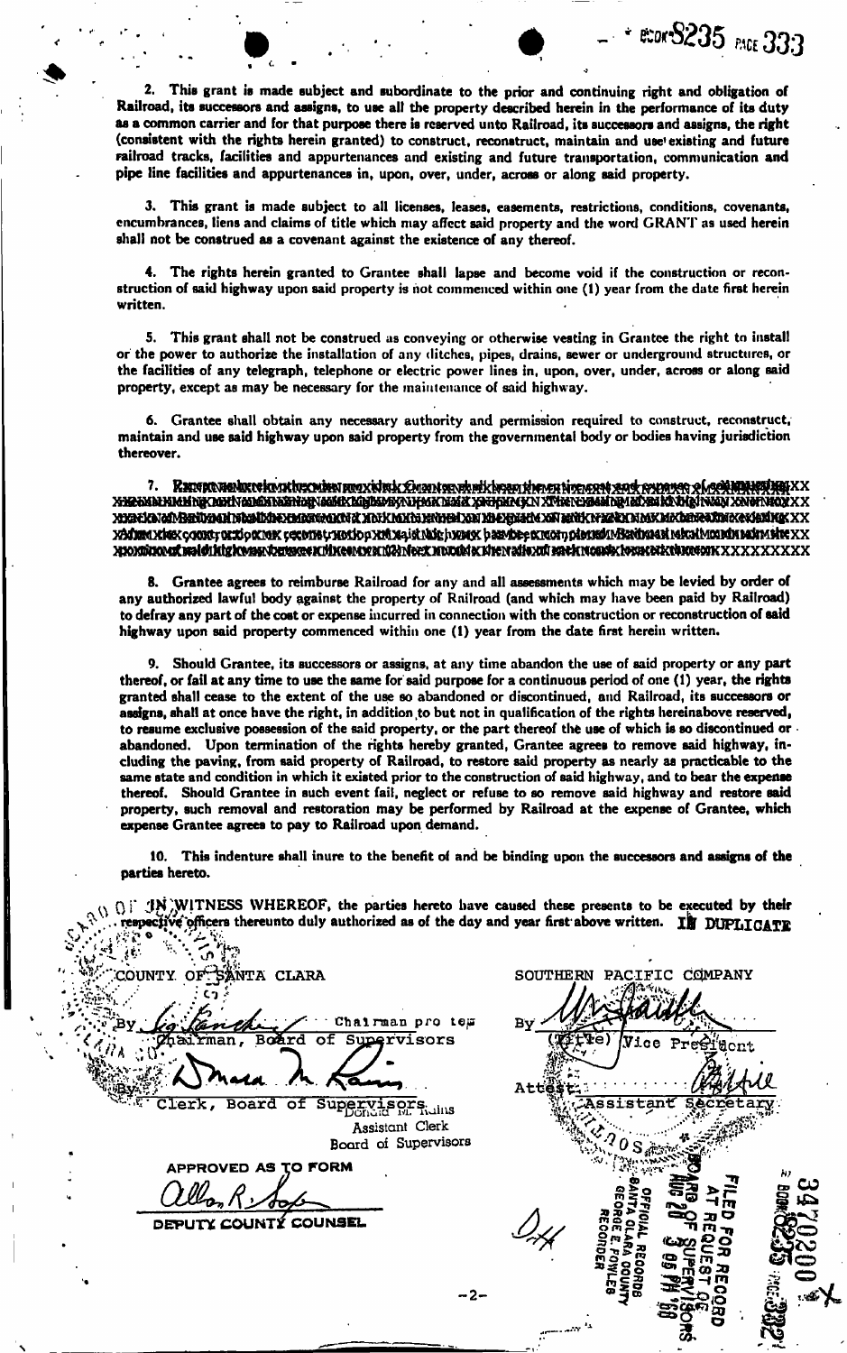2. This grant is made subject and subordinate to the prior and continuing right and obligation of Railroad, its successors and assigns, to use all the property described herein in the performance of its duty as a common carrier and for that purpose there is reserved unto Railroad, its successors and assigns, the right (consistent with the rights herein granted) to construct, reconstruct, maintain and use existing and future railroad tracks, facilities and appurtenances and existing and future transportation, communication and pipe line facilities and appurtenances in, upon, over, under, across or along said property.

3. This grant is made subject to all licenses, leases, easements, restrictions, conditions, covenants, encumbrances, liens and claims of title which may affect said property and the word GRANT as used herein shall not be construed as a covenant against the existence of any thereof.

4. The rights herein granted to Grantee shall lapse and become void if the construction or reconstruction of said highway upon said property is not commenced within one (1) year from the date first herein written.

5. This grant shall not be construed as conveying or otherwise vesting in Grantee the right to install or the power to authorize the installation of any ditches, pipes, drains, sewer or underground structures, or the facilities of any telegraph, telephone or electric power lines in, upon, over, under, across or along said property, except as may be necessary for the maintenance of said highway.

6. Grantee shall obtain any necessary authority and permission required to construct, reconstruct, maintain and use said highway upon said property from the governmental body or bodies having jurisdiction thereover.

7. ~~[struck out text]~~

8. Grantee agrees to reimburse Railroad for any and all assessments which may be levied by order of any authorized lawful body against the property of Railroad (and which may have been paid by Railroad) to defray any part of the cost or expense incurred in connection with the construction or reconstruction of said highway upon said property commenced within one (1) year from the date first herein written.

9. Should Grantee, its successors or assigns, at any time abandon the use of said property or any part thereof, or fail at any time to use the same for said purpose for a continuous period of one (1) year, the rights granted shall cease to the extent of the use so abandoned or discontinued, and Railroad, its successors or assigns, shall at once have the right, in addition to but not in qualification of the rights hereinabove reserved, to resume exclusive possession of the said property, or the part thereof the use of which is so discontinued or abandoned. Upon termination of the rights hereby granted, Grantee agrees to remove said highway, including the paving, from said property of Railroad, to restore said property as nearly as practicable to the same state and condition in which it existed prior to the construction of said highway, and to bear the expense thereof. Should Grantee in such event fail, neglect or refuse to so remove said highway and restore said property, such removal and restoration may be performed by Railroad at the expense of Grantee, which expense Grantee agrees to pay to Railroad upon demand.

10. This indenture shall inure to the benefit of and be binding upon the successors and assigns of the parties hereto.

IN WITNESS WHEREOF, the parties hereto have caused these presents to be executed by their respective officers thereunto duly authorized as of the day and year first above written. IN DUPLICATE

COUNTY OF SANTA CLARA

By [signature] Chairman pro tem
Chairman, Board of Supervisors

By [signature]
Clerk, Board of Supervisors
Donald M. Rains
Assistant Clerk
Board of Supervisors

APPROVED AS TO FORM

[signature]
DEPUTY COUNTY COUNSEL

SOUTHERN PACIFIC COMPANY

By [signature]
(Title) Vice President

Attest: [signature]
Assistant Secretary

FILED FOR RECORD
AT REQUEST OF
BOARD OF SUPERVISORS
AUG 20 3 05 PM '68
OFFICIAL RECORDS
SANTA CLARA COUNTY
GEORGE E. FOWLES
RECORDER

3470200

BOOK 8235 PAGE 333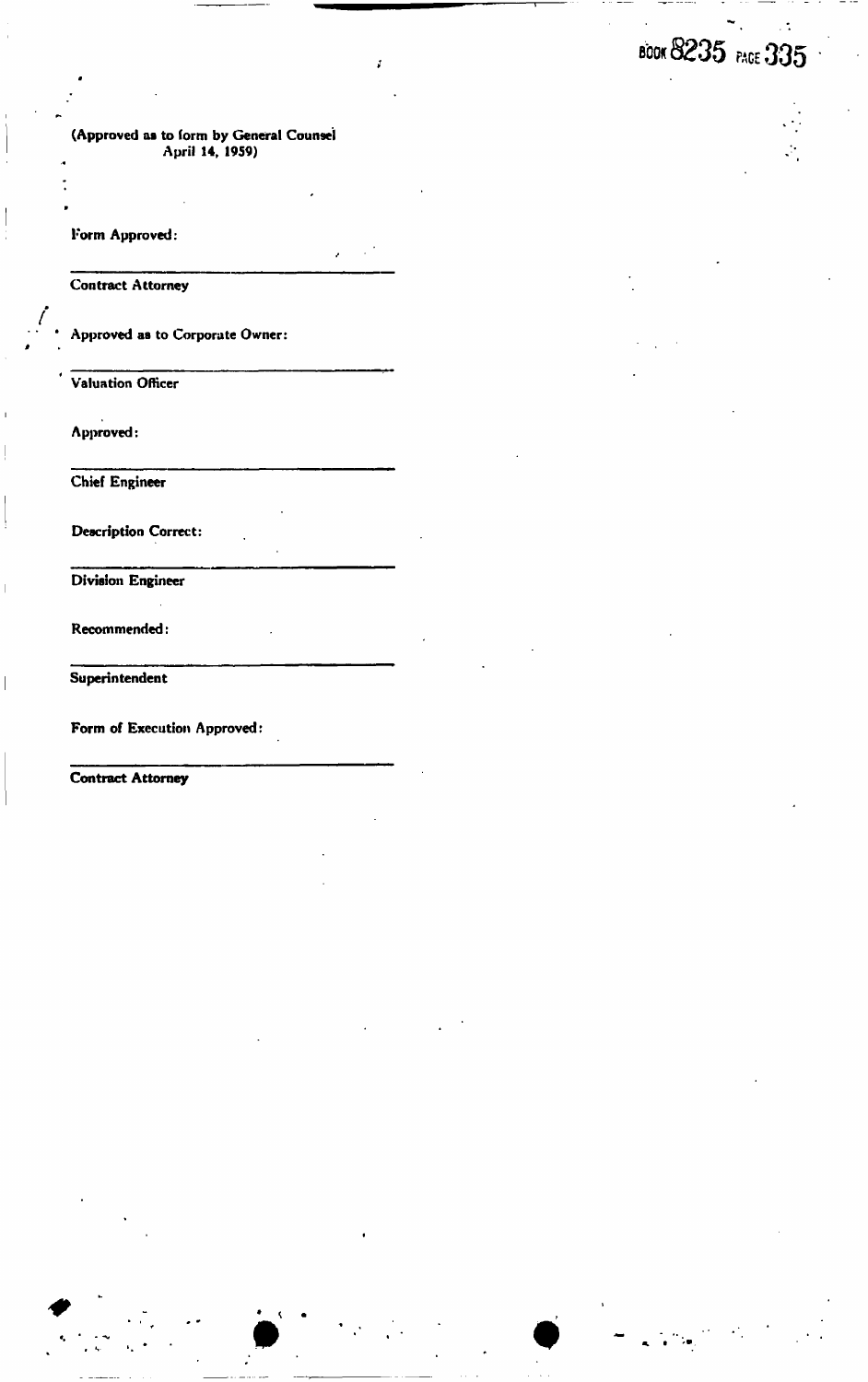(Approved as to form by General Counsel
April 14, 1959)

Form Approved:

Contract Attorney

Approved as to Corporate Owner:

Valuation Officer

Approved:

Chief Engineer

Description Correct:

Division Engineer

Recommended:

Superintendent

Form of Execution Approved:

Contract Attorney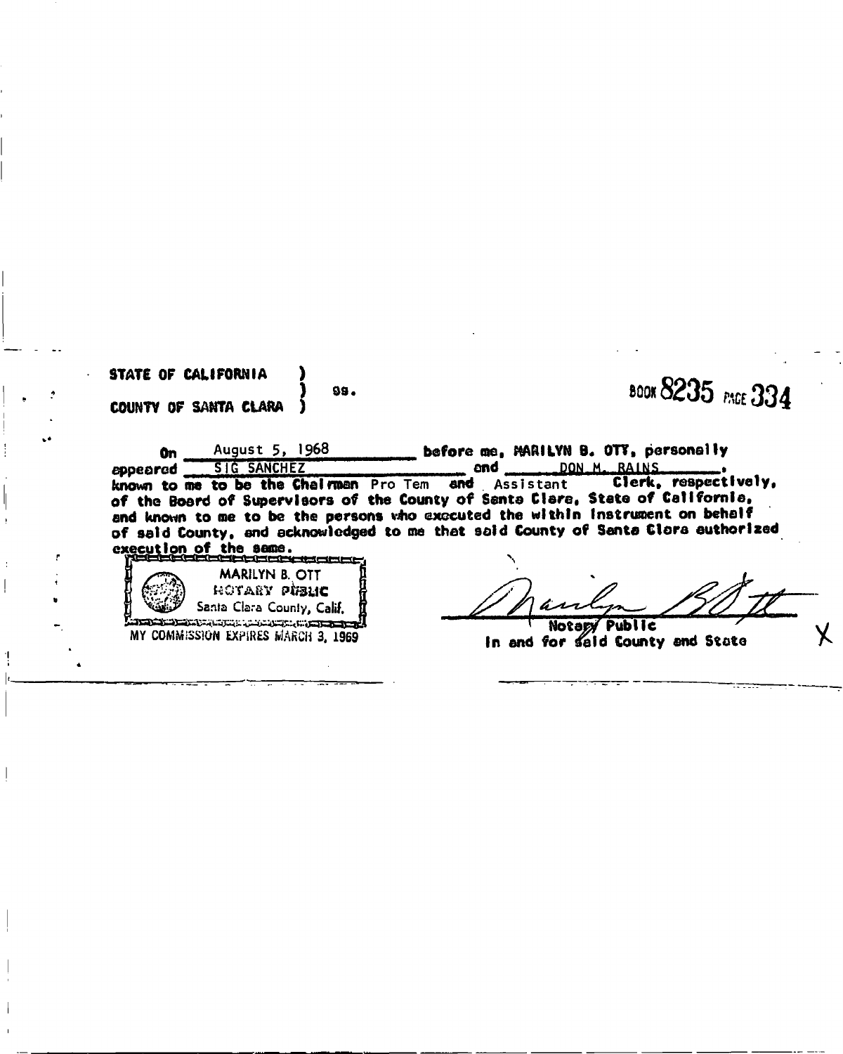STATE OF CALIFORNIA )
) ss.
COUNTY OF SANTA CLARA )

BOOK 8235 PAGE 334

On August 5, 1968 before me, MARILYN B. OTT, personally appeared SIG SANCHEZ and DON M. RAINS, known to me to be the Chairman Pro Tem and Assistant Clerk, respectively, of the Board of Supervisors of the County of Santa Clara, State of California, and known to me to be the persons who executed the within instrument on behalf of said County, and acknowledged to me that said County of Santa Clara authorized execution of the same.

MARILYN B. OTT
NOTARY PUBLIC
Santa Clara County, Calif.
MY COMMISSION EXPIRES MARCH 3, 1969

Marilyn B Ott
Notary Public
In and for said County and State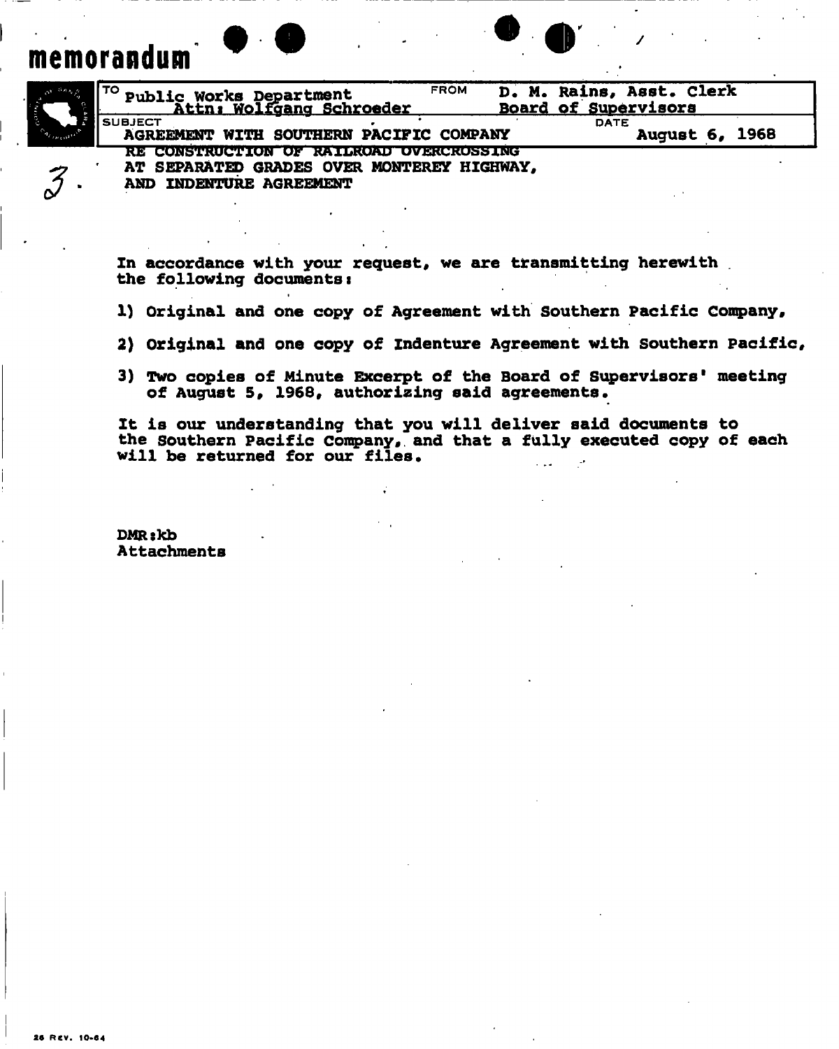# memorandum

| | | | |
|---|---|---|---|
| TO | Public Works Department<br>Attn: Wolfgang Schroeder | FROM | D. M. Rains, Asst. Clerk<br>Board of Supervisors |
| SUBJECT | AGREEMENT WITH SOUTHERN PACIFIC COMPANY RE CONSTRUCTION OF RAILROAD OVERCROSSING AT SEPARATED GRADES OVER MONTEREY HIGHWAY, AND INDENTURE AGREEMENT | DATE | August 6, 1968 |

3.

In accordance with your request, we are transmitting herewith the following documents:

1) Original and one copy of Agreement with Southern Pacific Company,

2) Original and one copy of Indenture Agreement with Southern Pacific,

3) Two copies of Minute Excerpt of the Board of Supervisors' meeting of August 5, 1968, authorizing said agreements.

It is our understanding that you will deliver said documents to the Southern Pacific Company, and that a fully executed copy of each will be returned for our files.

DMR:kb
Attachments

26 REV. 10-64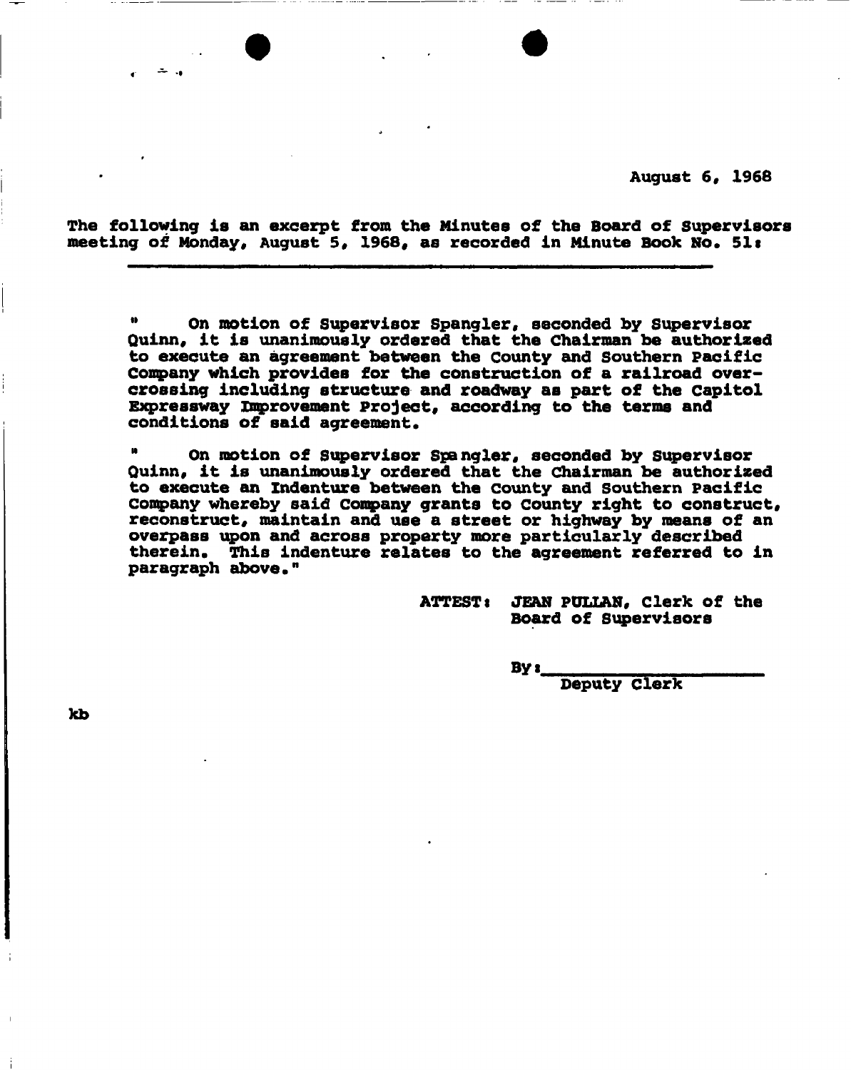August 6, 1968

The following is an excerpt from the Minutes of the Board of Supervisors meeting of Monday, August 5, 1968, as recorded in Minute Book No. 51:

---

" On motion of Supervisor Spangler, seconded by Supervisor Quinn, it is unanimously ordered that the Chairman be authorized to execute an agreement between the County and Southern Pacific Company which provides for the construction of a railroad overcrossing including structure and roadway as part of the Capitol Expressway Improvement Project, according to the terms and conditions of said agreement.

" On motion of Supervisor Spangler, seconded by Supervisor Quinn, it is unanimously ordered that the Chairman be authorized to execute an Indenture between the County and Southern Pacific Company whereby said Company grants to County right to construct, reconstruct, maintain and use a street or highway by means of an overpass upon and across property more particularly described therein. This indenture relates to the agreement referred to in paragraph above."

ATTEST: JEAN PULLAN, Clerk of the Board of Supervisors

By: ______________________
Deputy Clerk

kb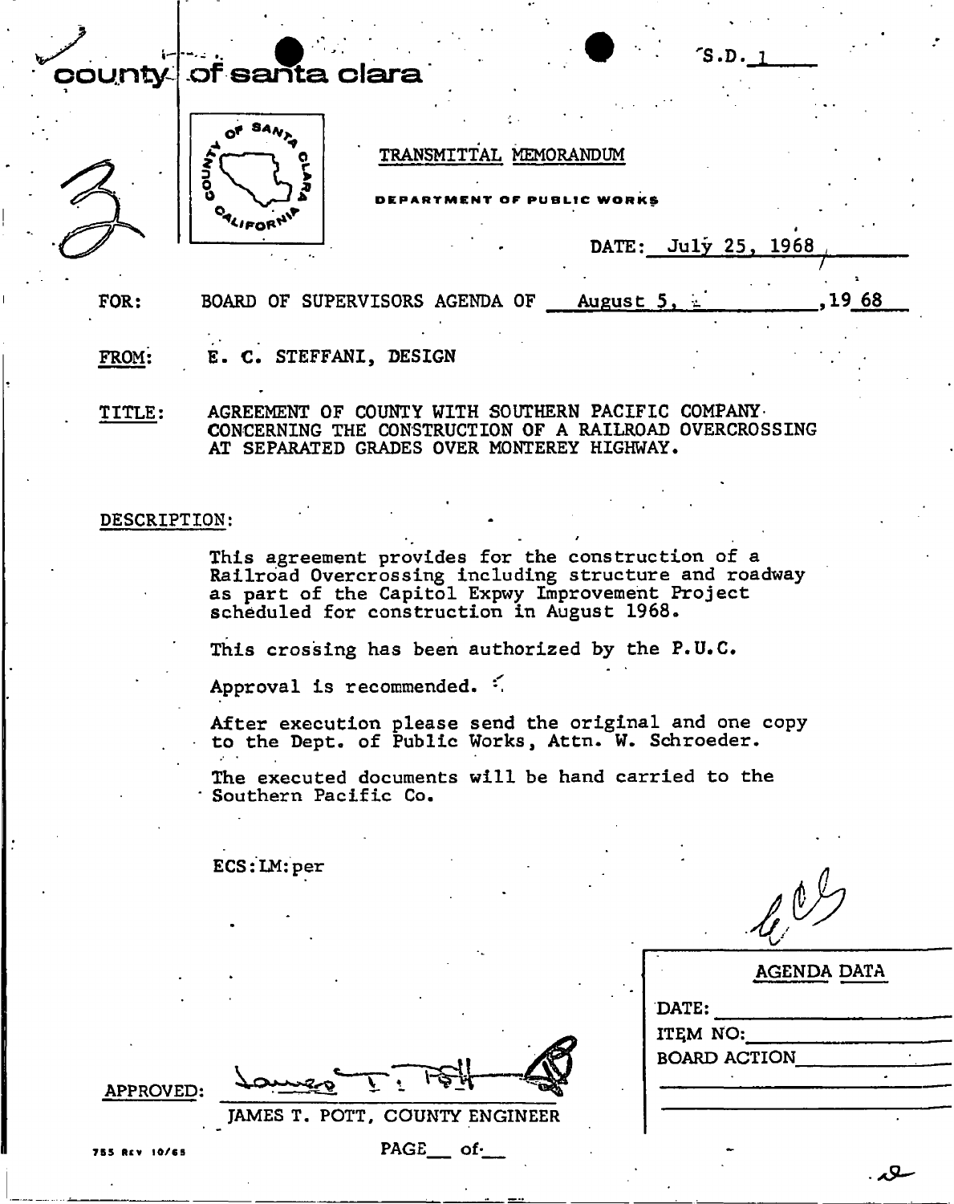S.D. 1

county of santa clara

TRANSMITTAL MEMORANDUM

DEPARTMENT OF PUBLIC WORKS

DATE: July 25, 1968

FOR: BOARD OF SUPERVISORS AGENDA OF August 5, 1968

FROM: E. C. STEFFANI, DESIGN

TITLE: AGREEMENT OF COUNTY WITH SOUTHERN PACIFIC COMPANY CONCERNING THE CONSTRUCTION OF A RAILROAD OVERCROSSING AT SEPARATED GRADES OVER MONTEREY HIGHWAY.

DESCRIPTION:

This agreement provides for the construction of a Railroad Overcrossing including structure and roadway as part of the Capitol Expwy Improvement Project scheduled for construction in August 1968.

This crossing has been authorized by the P.U.C.

Approval is recommended.

After execution please send the original and one copy to the Dept. of Public Works, Attn. W. Schroeder.

The executed documents will be hand carried to the Southern Pacific Co.

ECS:LM:per

| AGENDA DATA |
|---|
| DATE: |
| ITEM NO: |
| BOARD ACTION |

APPROVED: JAMES T. POTT, COUNTY ENGINEER

755 REV 10/65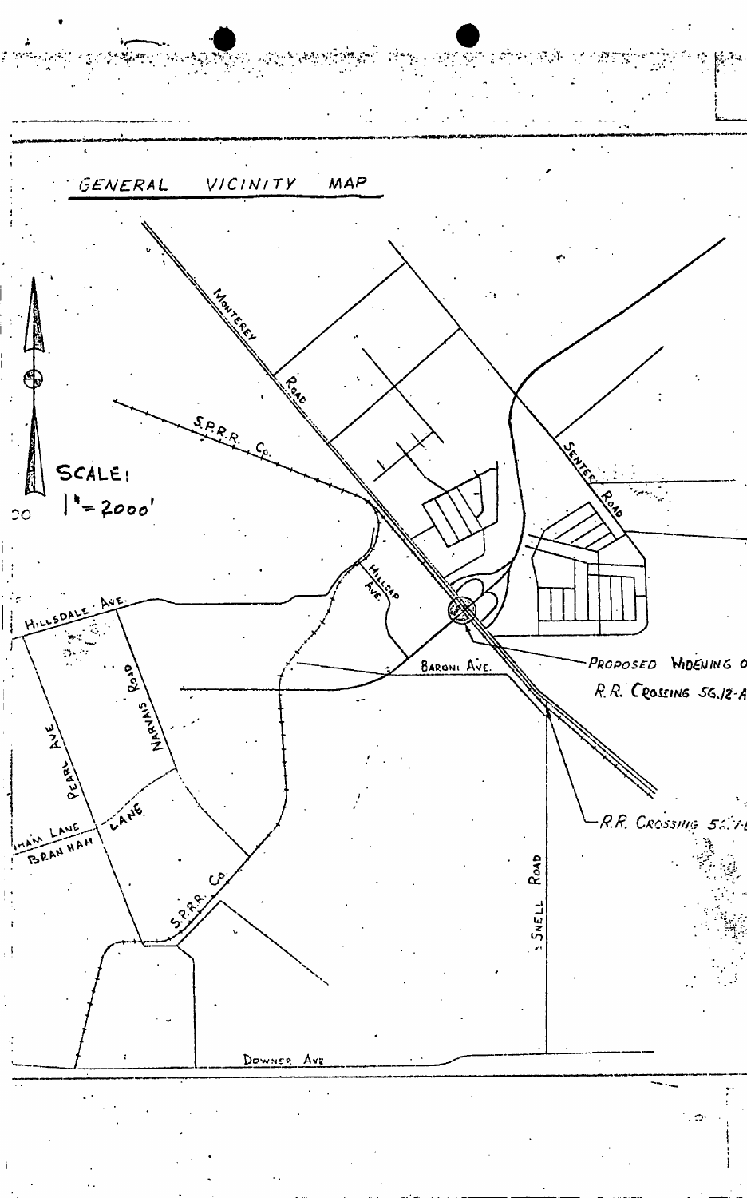## GENERAL VICINITY MAP

SCALE: 1" = 2000'

MONTEREY ROAD

S.P.R.R. Co.

SENTER ROAD

HILLCAP AVE.

HILLSDALE AVE.

BARONI AVE.

NARVAIS ROAD

PEARL AVE

BRANHAM LANE

LANE

S.P.R.R. Co.

SNELL ROAD

DOWNER AVE

PROPOSED WIDENING O
R.R. CROSSING 5G.12-A

R.R. CROSSING 5?.?-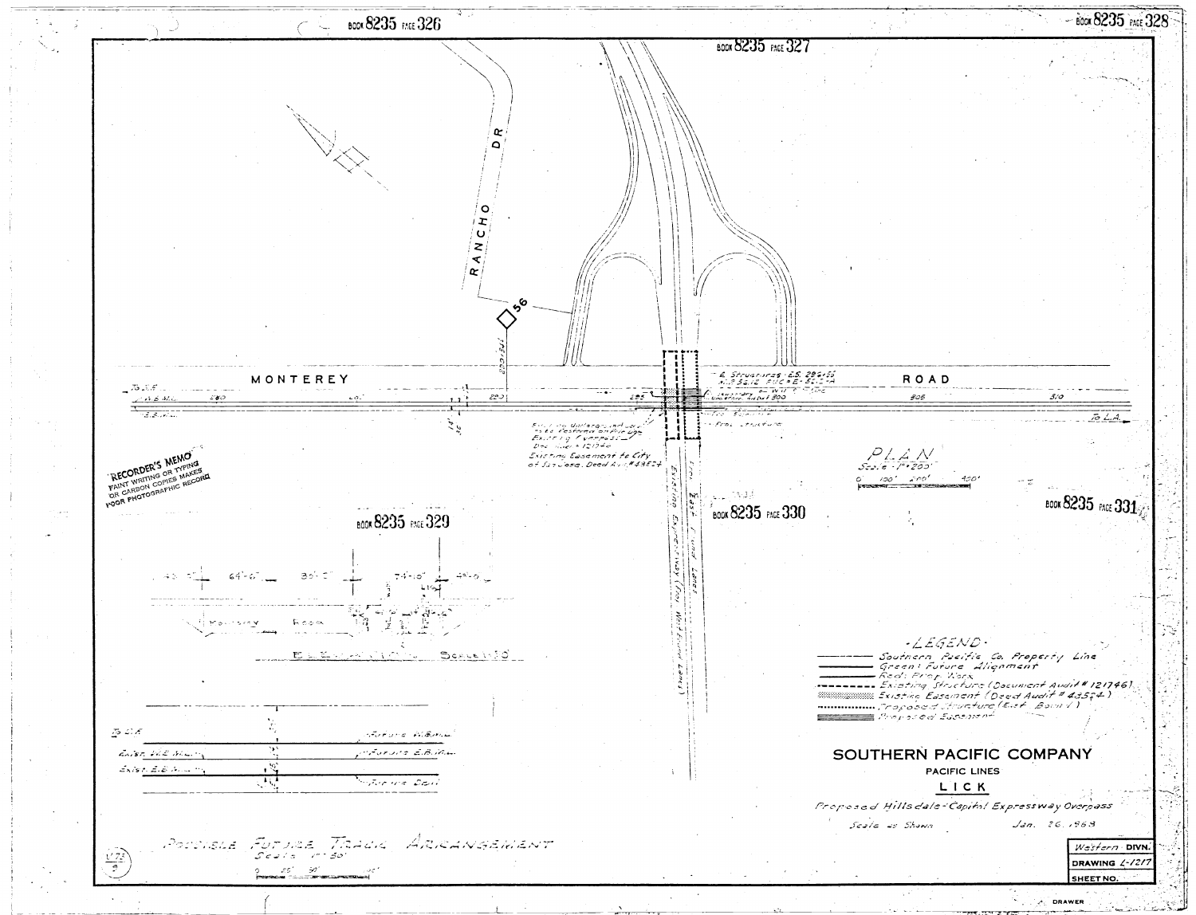BOOK 8235 PAGE 326

BOOK 8235 PAGE 327

BOOK 8235 PAGE 328

RANCHO DR

56

MONTEREY ROAD

To S.F.

W.B.M.L.

E.B.M.L.

To L.A.

E. Structures-E.S. 296+55

Existing Underground ... to Easement on Pier Lgs. Existing Overpass Doc. Aud. # 121746

Existing Easement to City of San Jose. Deed Aud. # 43524

Existing Expressway (Pres. West Bound Lanes)

East Bound Lanes

BOOK 8235 PAGE 330

BOOK 8235 PAGE 331

PLAN

Scale 1" = 200'

0 100' 200' 400'

RECORDER'S MEMO
FAINT WRITING OR TYPING OR CARBON COPIES MAKES POOR PHOTOGRAPHIC RECORD

BOOK 8235 PAGE 329

64'-6" 35'-0" 74'-10" 49'-0"

Monterey Road

ELEVATION Scale 1" = 30'

To S.F.

Exist. W.B.M.L.

Exist. E.B.M.L.

Future W.B.M.L.

Future E.B.M.L.

Future Drill

POSSIBLE FUTURE TRACK ARRANGEMENT

Scale 1" = 50'

0 25' 50' 100'

-LEGEND-

- Southern Pacific Co. Property Line
- Green: Future Alignment
- Red: Prop. Work
- Existing Structure (Document Audit # 121746)
- Existing Easement (Deed Audit # 43524)
- Proposed Structure (East Bound)
- Proposed Easement

## SOUTHERN PACIFIC COMPANY

PACIFIC LINES

LICK

Proposed Hillsdale-Capitol Expressway Overpass

Scale as Shown Jan. 26, 1968

Western DIVN.

DRAWING L-1217

SHEET NO.

DRAWER